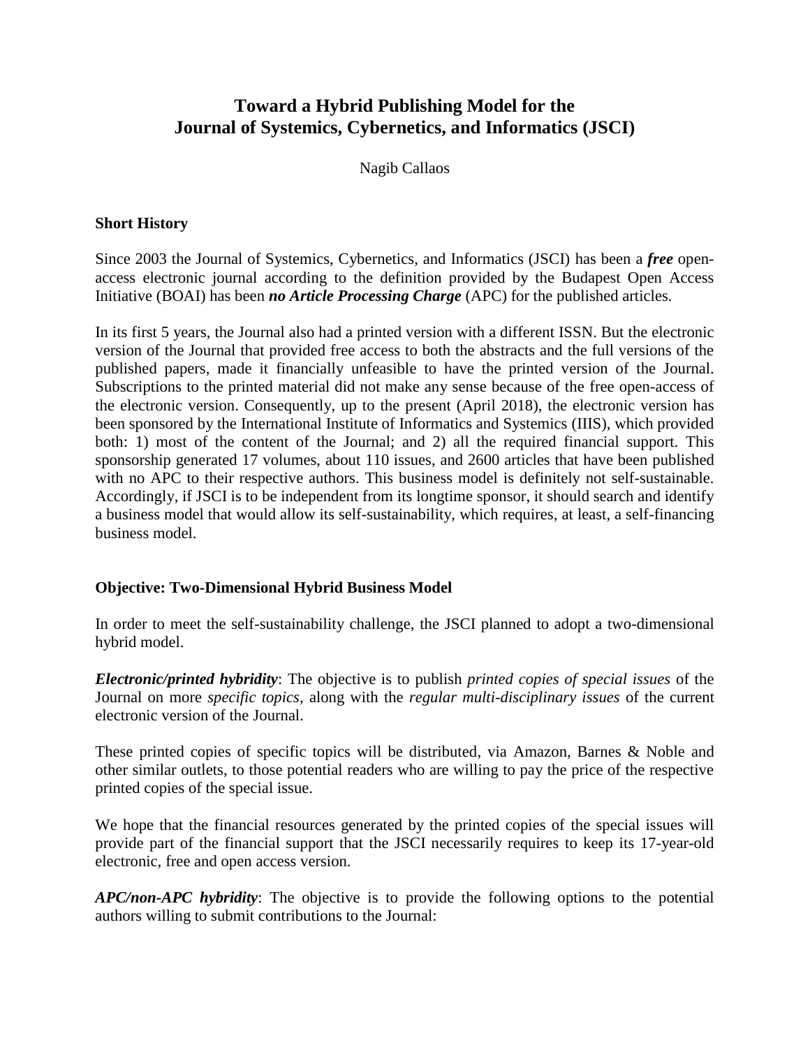# Toward a Hybrid Publishing Model for the Journal of Systemics, Cybernetics, and Informatics (JSCI)

Nagib Callaos

## Short History

Since 2003 the Journal of Systemics, Cybernetics, and Informatics (JSCI) has been a ***free*** open-access electronic journal according to the definition provided by the Budapest Open Access Initiative (BOAI) has been ***no Article Processing Charge*** (APC) for the published articles.

In its first 5 years, the Journal also had a printed version with a different ISSN. But the electronic version of the Journal that provided free access to both the abstracts and the full versions of the published papers, made it financially unfeasible to have the printed version of the Journal. Subscriptions to the printed material did not make any sense because of the free open-access of the electronic version. Consequently, up to the present (April 2018), the electronic version has been sponsored by the International Institute of Informatics and Systemics (IIIS), which provided both: 1) most of the content of the Journal; and 2) all the required financial support. This sponsorship generated 17 volumes, about 110 issues, and 2600 articles that have been published with no APC to their respective authors. This business model is definitely not self-sustainable. Accordingly, if JSCI is to be independent from its longtime sponsor, it should search and identify a business model that would allow its self-sustainability, which requires, at least, a self-financing business model.

## Objective: Two-Dimensional Hybrid Business Model

In order to meet the self-sustainability challenge, the JSCI planned to adopt a two-dimensional hybrid model.

***Electronic/printed hybridity***: The objective is to publish *printed copies of special issues* of the Journal on more *specific topics*, along with the *regular multi-disciplinary issues* of the current electronic version of the Journal.

These printed copies of specific topics will be distributed, via Amazon, Barnes & Noble and other similar outlets, to those potential readers who are willing to pay the price of the respective printed copies of the special issue.

We hope that the financial resources generated by the printed copies of the special issues will provide part of the financial support that the JSCI necessarily requires to keep its 17-year-old electronic, free and open access version.

***APC/non-APC hybridity***: The objective is to provide the following options to the potential authors willing to submit contributions to the Journal: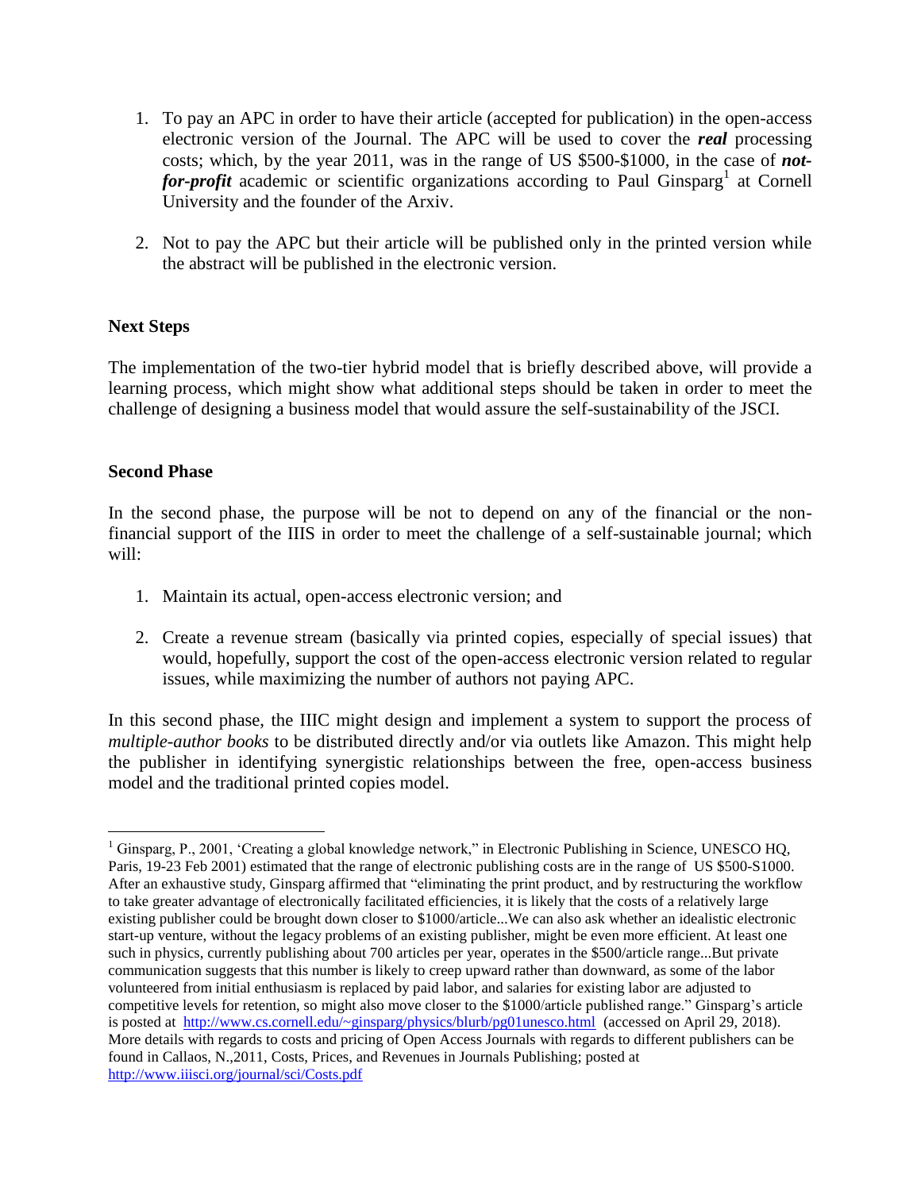1. To pay an APC in order to have their article (accepted for publication) in the open-access electronic version of the Journal. The APC will be used to cover the ***real*** processing costs; which, by the year 2011, was in the range of US $500-$1000, in the case of ***not-for-profit*** academic or scientific organizations according to Paul Ginsparg[1] at Cornell University and the founder of the Arxiv.

2. Not to pay the APC but their article will be published only in the printed version while the abstract will be published in the electronic version.

**Next Steps**

The implementation of the two-tier hybrid model that is briefly described above, will provide a learning process, which might show what additional steps should be taken in order to meet the challenge of designing a business model that would assure the self-sustainability of the JSCI.

**Second Phase**

In the second phase, the purpose will be not to depend on any of the financial or the non-financial support of the IIIS in order to meet the challenge of a self-sustainable journal; which will:

1. Maintain its actual, open-access electronic version; and

2. Create a revenue stream (basically via printed copies, especially of special issues) that would, hopefully, support the cost of the open-access electronic version related to regular issues, while maximizing the number of authors not paying APC.

In this second phase, the IIIC might design and implement a system to support the process of *multiple-author books* to be distributed directly and/or via outlets like Amazon. This might help the publisher in identifying synergistic relationships between the free, open-access business model and the traditional printed copies model.

---

[1] Ginsparg, P., 2001, 'Creating a global knowledge network," in Electronic Publishing in Science, UNESCO HQ, Paris, 19-23 Feb 2001) estimated that the range of electronic publishing costs are in the range of US $500-S1000. After an exhaustive study, Ginsparg affirmed that "eliminating the print product, and by restructuring the workflow to take greater advantage of electronically facilitated efficiencies, it is likely that the costs of a relatively large existing publisher could be brought down closer to $1000/article...We can also ask whether an idealistic electronic start-up venture, without the legacy problems of an existing publisher, might be even more efficient. At least one such in physics, currently publishing about 700 articles per year, operates in the $500/article range...But private communication suggests that this number is likely to creep upward rather than downward, as some of the labor volunteered from initial enthusiasm is replaced by paid labor, and salaries for existing labor are adjusted to competitive levels for retention, so might also move closer to the $1000/article published range." Ginsparg's article is posted at http://www.cs.cornell.edu/~ginsparg/physics/blurb/pg01unesco.html (accessed on April 29, 2018). More details with regards to costs and pricing of Open Access Journals with regards to different publishers can be found in Callaos, N.,2011, Costs, Prices, and Revenues in Journals Publishing; posted at http://www.iiisci.org/journal/sci/Costs.pdf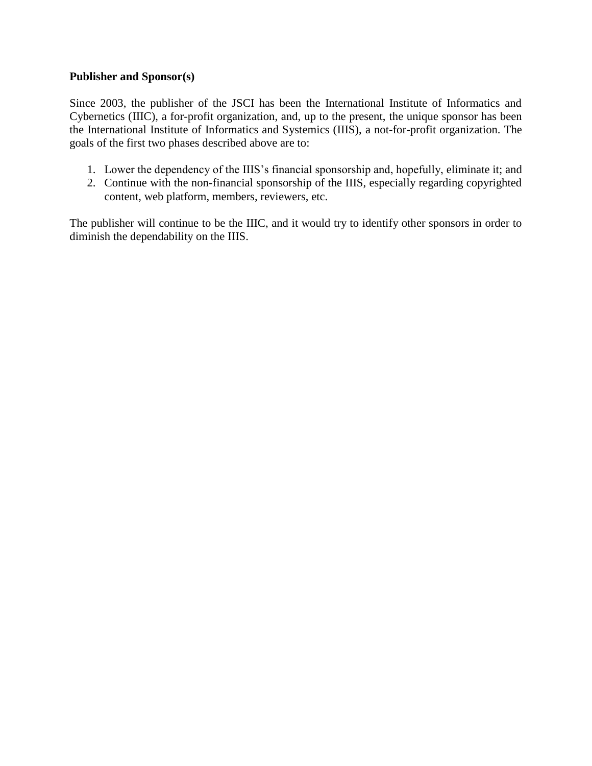**Publisher and Sponsor(s)**

Since 2003, the publisher of the JSCI has been the International Institute of Informatics and Cybernetics (IIIC), a for-profit organization, and, up to the present, the unique sponsor has been the International Institute of Informatics and Systemics (IIIS), a not-for-profit organization. The goals of the first two phases described above are to:

1. Lower the dependency of the IIIS's financial sponsorship and, hopefully, eliminate it; and
2. Continue with the non-financial sponsorship of the IIIS, especially regarding copyrighted content, web platform, members, reviewers, etc.

The publisher will continue to be the IIIC, and it would try to identify other sponsors in order to diminish the dependability on the IIIS.